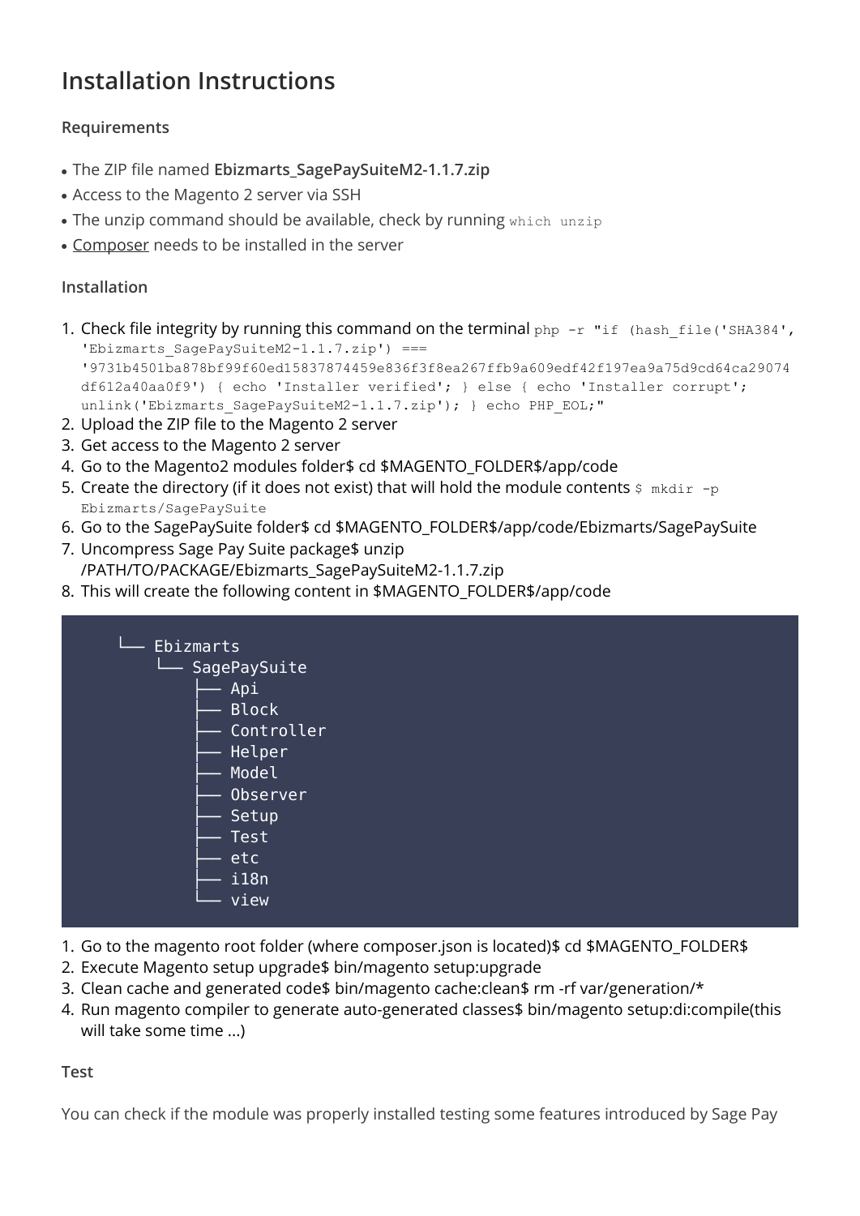# Installation Instructions

### Requirements

- The ZIP file named **Ebizmarts_SagePaySuiteM2-1.1.7.zip**
- Access to the Magento 2 server via SSH
- The unzip command should be available, check by running `which unzip`
- Composer needs to be installed in the server

### Installation

1. Check file integrity by running this command on the terminal `php -r "if (hash_file('SHA384', 'Ebizmarts_SagePaySuiteM2-1.1.7.zip') === '9731b4501ba878bf99f60ed15837874459e836f3f8ea267ffb9a609edf42f197ea9a75d9cd64ca29074df612a40aa0f9') { echo 'Installer verified'; } else { echo 'Installer corrupt'; unlink('Ebizmarts_SagePaySuiteM2-1.1.7.zip'); } echo PHP_EOL;"`
2. Upload the ZIP file to the Magento 2 server
3. Get access to the Magento 2 server
4. Go to the Magento2 modules folder$ cd $MAGENTO_FOLDER$/app/code
5. Create the directory (if it does not exist) that will hold the module contents `$ mkdir -p Ebizmarts/SagePaySuite`
6. Go to the SagePaySuite folder$ cd $MAGENTO_FOLDER$/app/code/Ebizmarts/SagePaySuite
7. Uncompress Sage Pay Suite package$ unzip /PATH/TO/PACKAGE/Ebizmarts_SagePaySuiteM2-1.1.7.zip
8. This will create the following content in $MAGENTO_FOLDER$/app/code

```
└── Ebizmarts
    └── SagePaySuite
        ├── Api
        ├── Block
        ├── Controller
        ├── Helper
        ├── Model
        ├── Observer
        ├── Setup
        ├── Test
        ├── etc
        ├── i18n
        └── view
```

1. Go to the magento root folder (where composer.json is located)$ cd $MAGENTO_FOLDER$
2. Execute Magento setup upgrade$ bin/magento setup:upgrade
3. Clean cache and generated code$ bin/magento cache:clean$ rm -rf var/generation/*
4. Run magento compiler to generate auto-generated classes$ bin/magento setup:di:compile(this will take some time ...)

### Test

You can check if the module was properly installed testing some features introduced by Sage Pay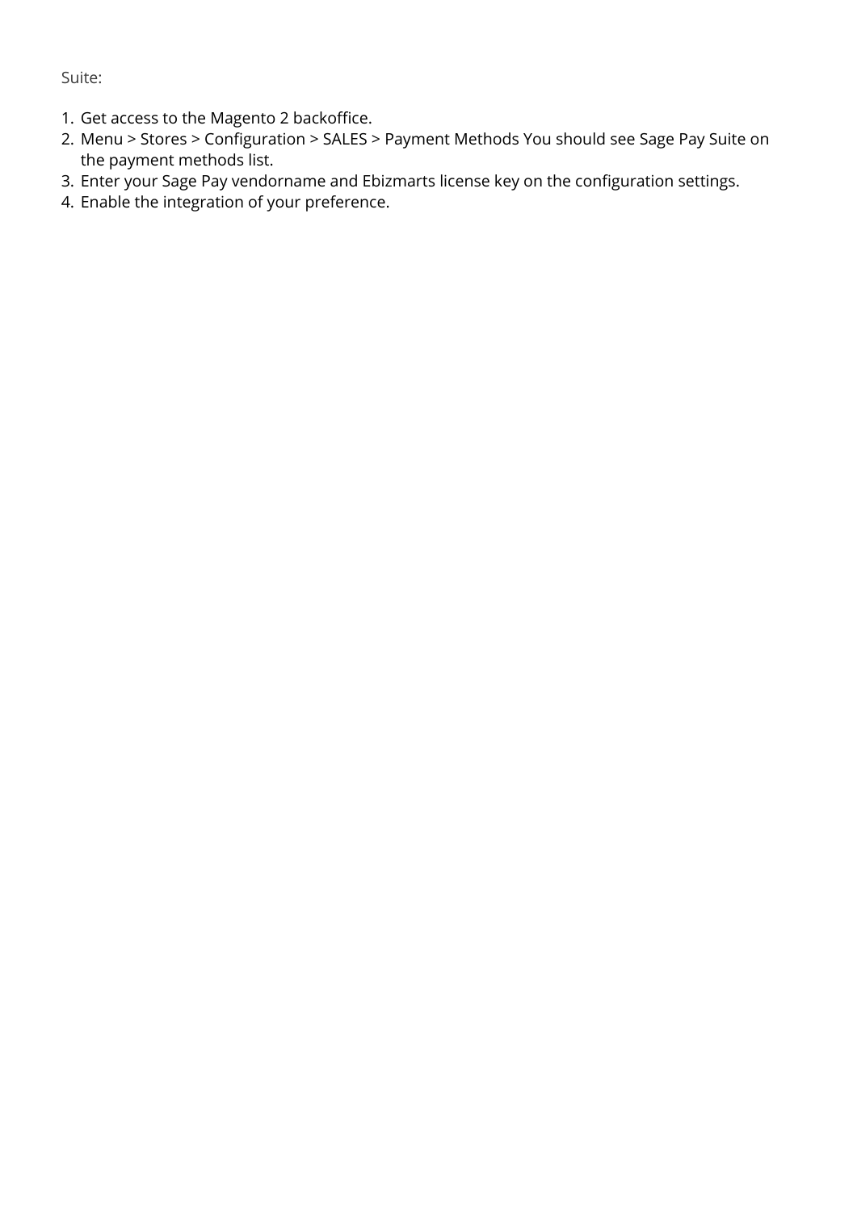Suite:

1. Get access to the Magento 2 backoffice.
2. Menu > Stores > Configuration > SALES > Payment Methods You should see Sage Pay Suite on the payment methods list.
3. Enter your Sage Pay vendorname and Ebizmarts license key on the configuration settings.
4. Enable the integration of your preference.